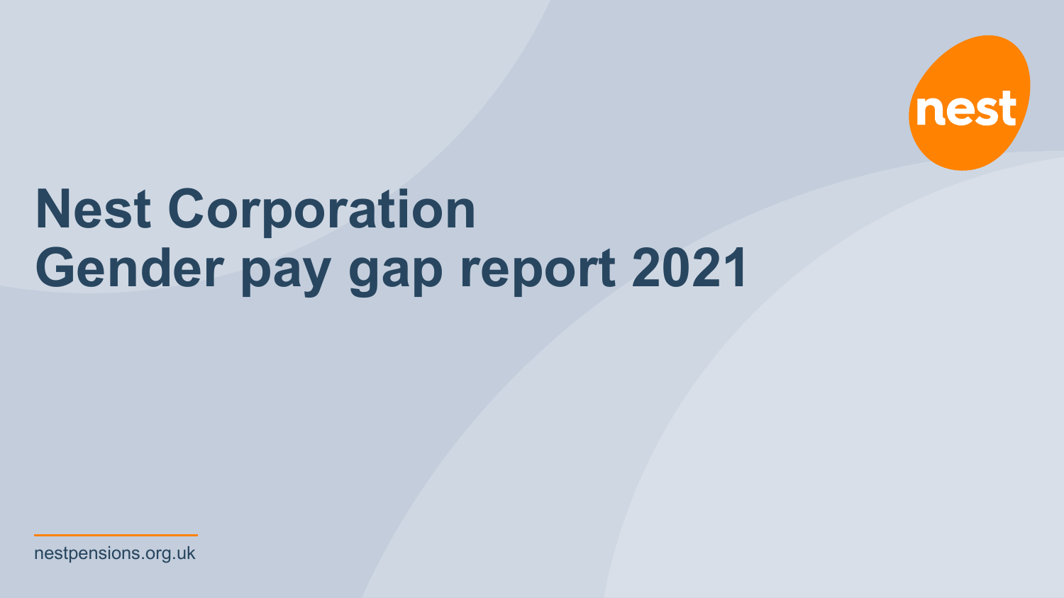nest

# Nest Corporation
# Gender pay gap report 2021

nestpensions.org.uk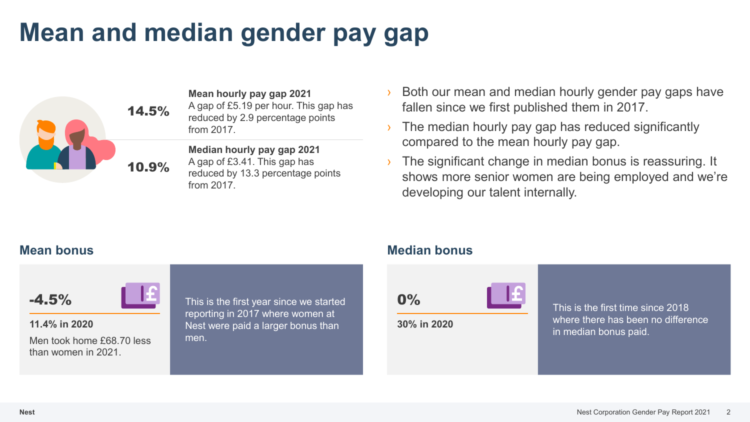# Mean and median gender pay gap

**14.5%**

**Mean hourly pay gap 2021**
A gap of £5.19 per hour. This gap has reduced by 2.9 percentage points from 2017.

**10.9%**

**Median hourly pay gap 2021**
A gap of £3.41. This gap has reduced by 13.3 percentage points from 2017.

- Both our mean and median hourly gender pay gaps have fallen since we first published them in 2017.
- The median hourly pay gap has reduced significantly compared to the mean hourly pay gap.
- The significant change in median bonus is reassuring. It shows more senior women are being employed and we're developing our talent internally.

## Mean bonus

**-4.5%**

**11.4% in 2020**

Men took home £68.70 less than women in 2021.

This is the first year since we started reporting in 2017 where women at Nest were paid a larger bonus than men.

## Median bonus

**0%**

**30% in 2020**

This is the first time since 2018 where there has been no difference in median bonus paid.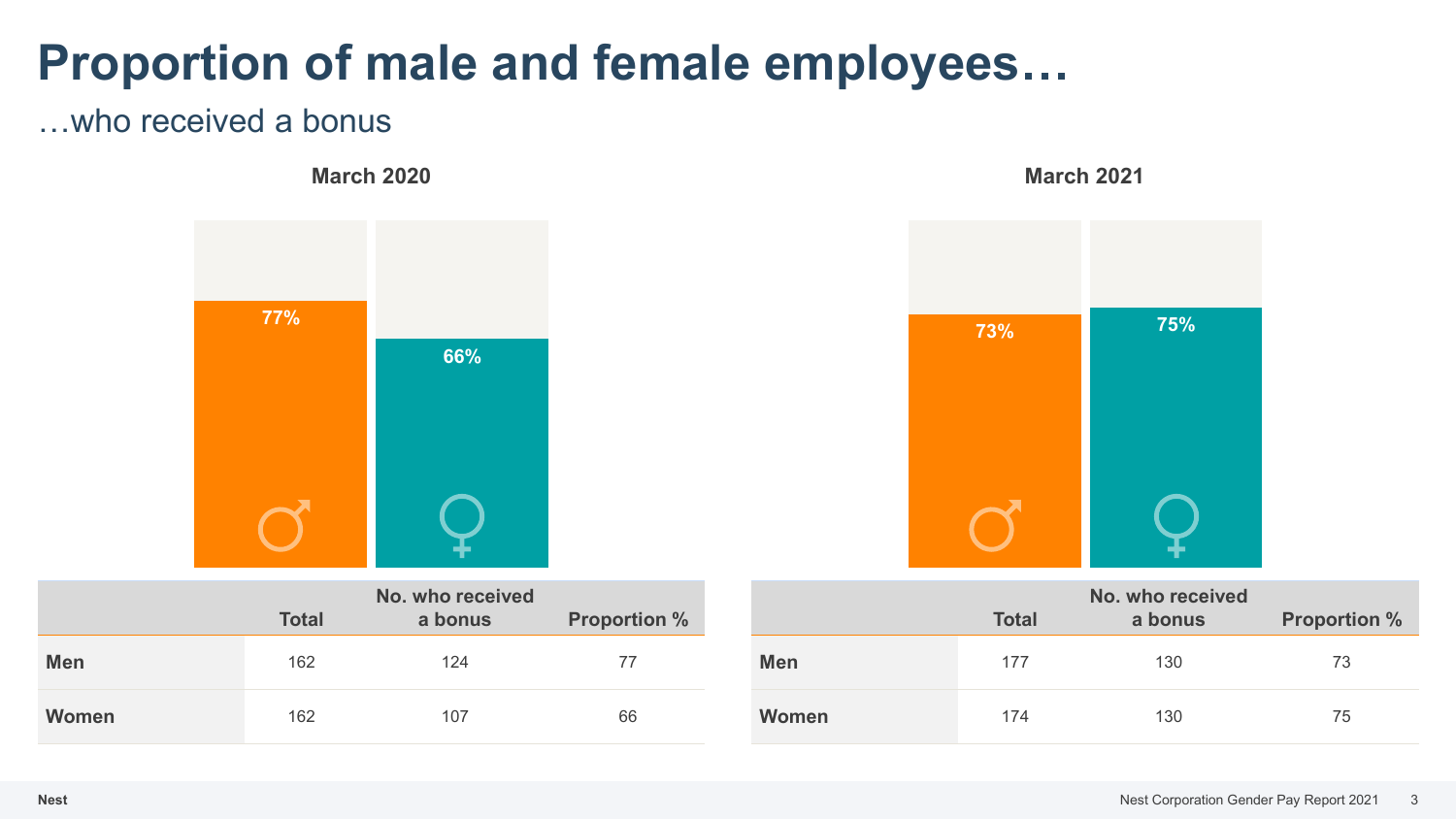# Proportion of male and female employees…

…who received a bonus

## March 2020

| | Total | No. who received a bonus | Proportion % |
|---|---|---|---|
| **Men** | 162 | 124 | 77 |
| **Women** | 162 | 107 | 66 |

## March 2021

| | Total | No. who received a bonus | Proportion % |
|---|---|---|---|
| **Men** | 177 | 130 | 73 |
| **Women** | 174 | 130 | 75 |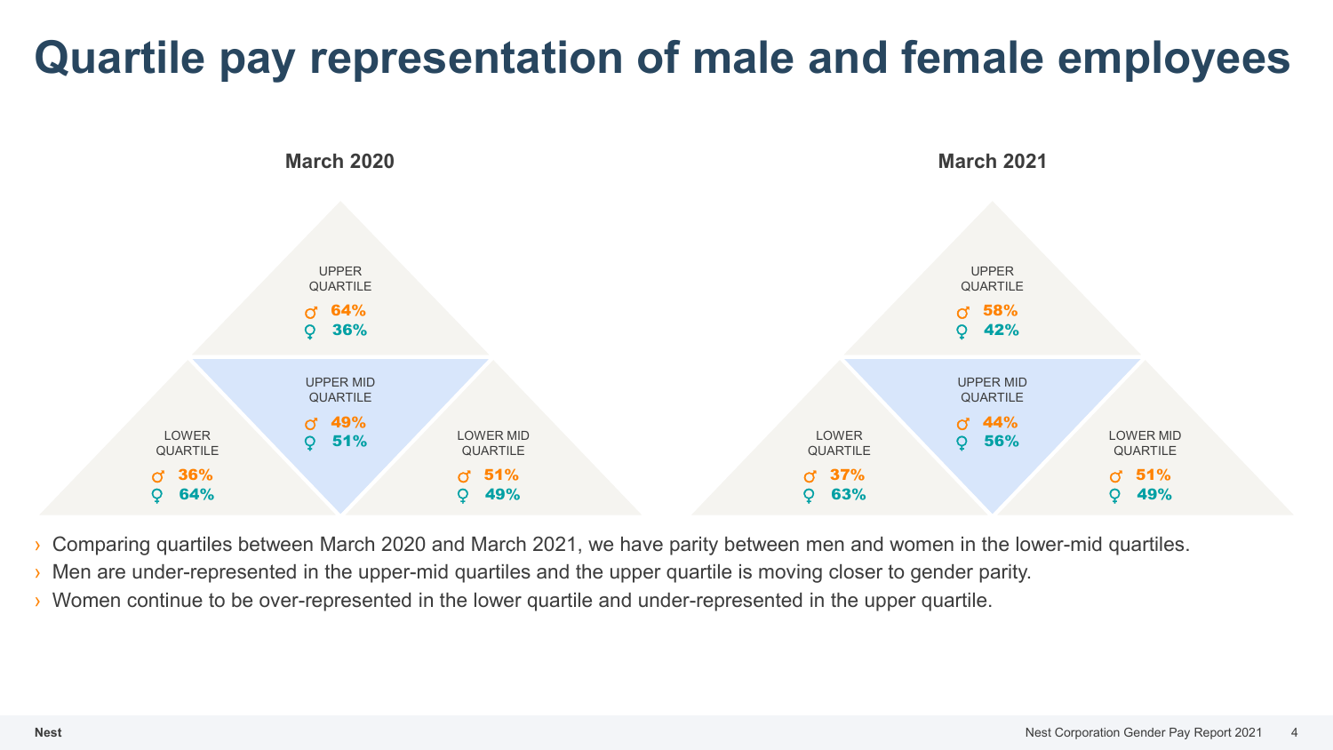# Quartile pay representation of male and female employees

### March 2020

| Quartile | ♂ | ♀ |
|---|---|---|
| UPPER QUARTILE | 64% | 36% |
| UPPER MID QUARTILE | 49% | 51% |
| LOWER MID QUARTILE | 51% | 49% |
| LOWER QUARTILE | 36% | 64% |

### March 2021

| Quartile | ♂ | ♀ |
|---|---|---|
| UPPER QUARTILE | 58% | 42% |
| UPPER MID QUARTILE | 44% | 56% |
| LOWER MID QUARTILE | 51% | 49% |
| LOWER QUARTILE | 37% | 63% |

- Comparing quartiles between March 2020 and March 2021, we have parity between men and women in the lower-mid quartiles.
- Men are under-represented in the upper-mid quartiles and the upper quartile is moving closer to gender parity.
- Women continue to be over-represented in the lower quartile and under-represented in the upper quartile.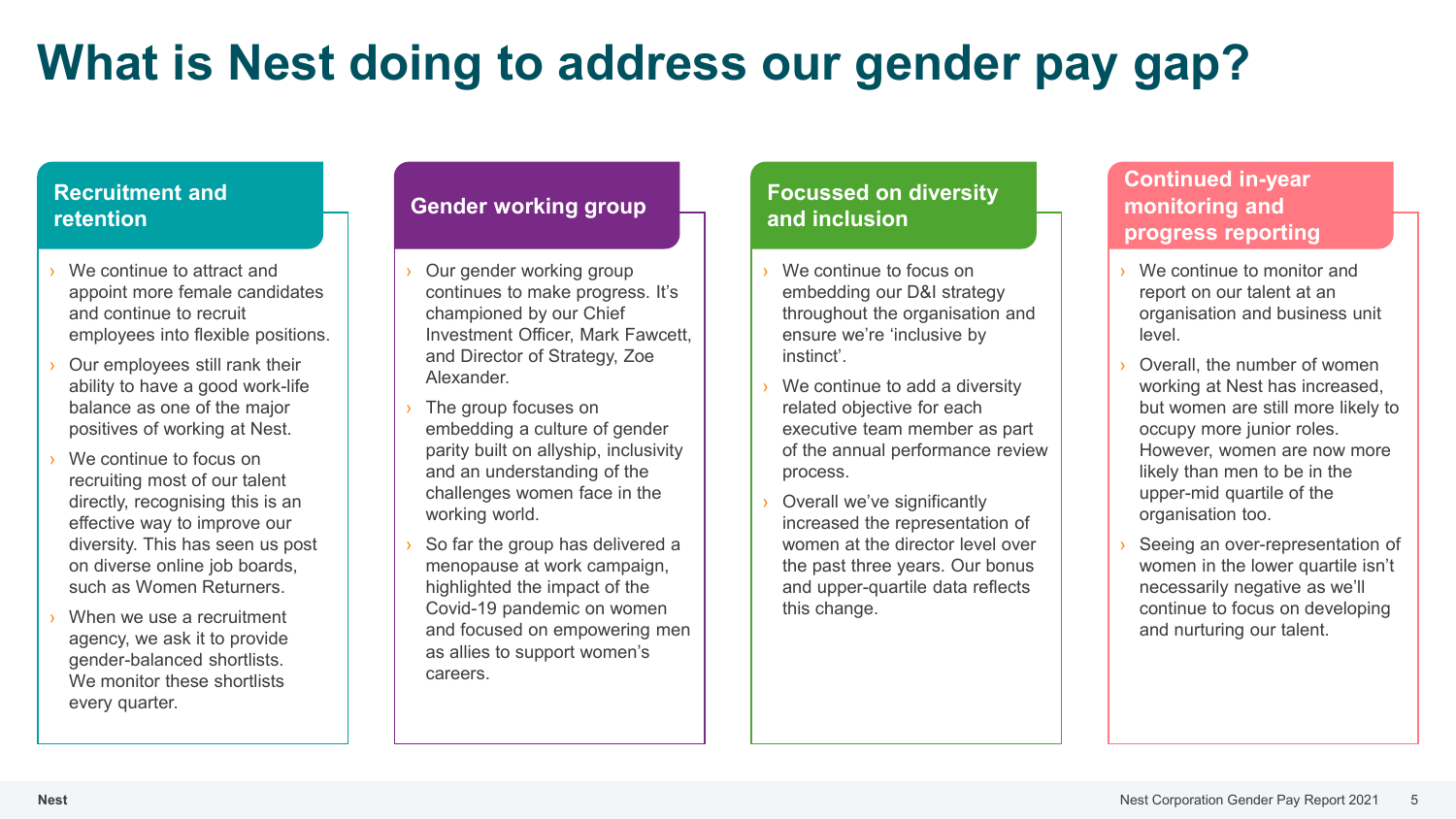# What is Nest doing to address our gender pay gap?

## Recruitment and retention

- We continue to attract and appoint more female candidates and continue to recruit employees into flexible positions.
- Our employees still rank their ability to have a good work-life balance as one of the major positives of working at Nest.
- We continue to focus on recruiting most of our talent directly, recognising this is an effective way to improve our diversity. This has seen us post on diverse online job boards, such as Women Returners.
- When we use a recruitment agency, we ask it to provide gender-balanced shortlists. We monitor these shortlists every quarter.

## Gender working group

- Our gender working group continues to make progress. It's championed by our Chief Investment Officer, Mark Fawcett, and Director of Strategy, Zoe Alexander.
- The group focuses on embedding a culture of gender parity built on allyship, inclusivity and an understanding of the challenges women face in the working world.
- So far the group has delivered a menopause at work campaign, highlighted the impact of the Covid-19 pandemic on women and focused on empowering men as allies to support women's careers.

## Focussed on diversity and inclusion

- We continue to focus on embedding our D&I strategy throughout the organisation and ensure we're 'inclusive by instinct'.
- We continue to add a diversity related objective for each executive team member as part of the annual performance review process.
- Overall we've significantly increased the representation of women at the director level over the past three years. Our bonus and upper-quartile data reflects this change.

## Continued in-year monitoring and progress reporting

- We continue to monitor and report on our talent at an organisation and business unit level.
- Overall, the number of women working at Nest has increased, but women are still more likely to occupy more junior roles. However, women are now more likely than men to be in the upper-mid quartile of the organisation too.
- Seeing an over-representation of women in the lower quartile isn't necessarily negative as we'll continue to focus on developing and nurturing our talent.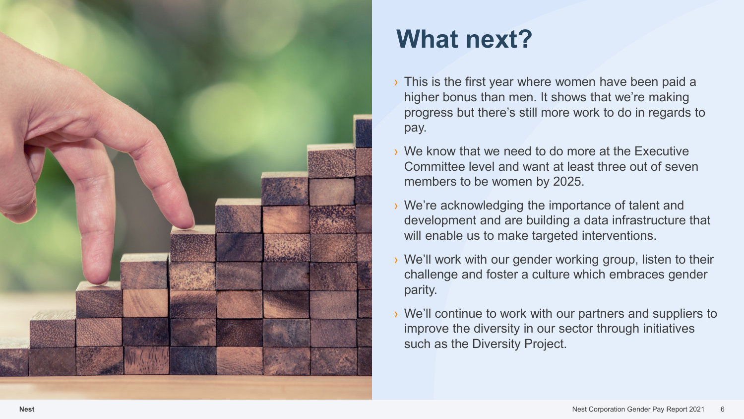# What next?

- This is the first year where women have been paid a higher bonus than men. It shows that we're making progress but there's still more work to do in regards to pay.
- We know that we need to do more at the Executive Committee level and want at least three out of seven members to be women by 2025.
- We're acknowledging the importance of talent and development and are building a data infrastructure that will enable us to make targeted interventions.
- We'll work with our gender working group, listen to their challenge and foster a culture which embraces gender parity.
- We'll continue to work with our partners and suppliers to improve the diversity in our sector through initiatives such as the Diversity Project.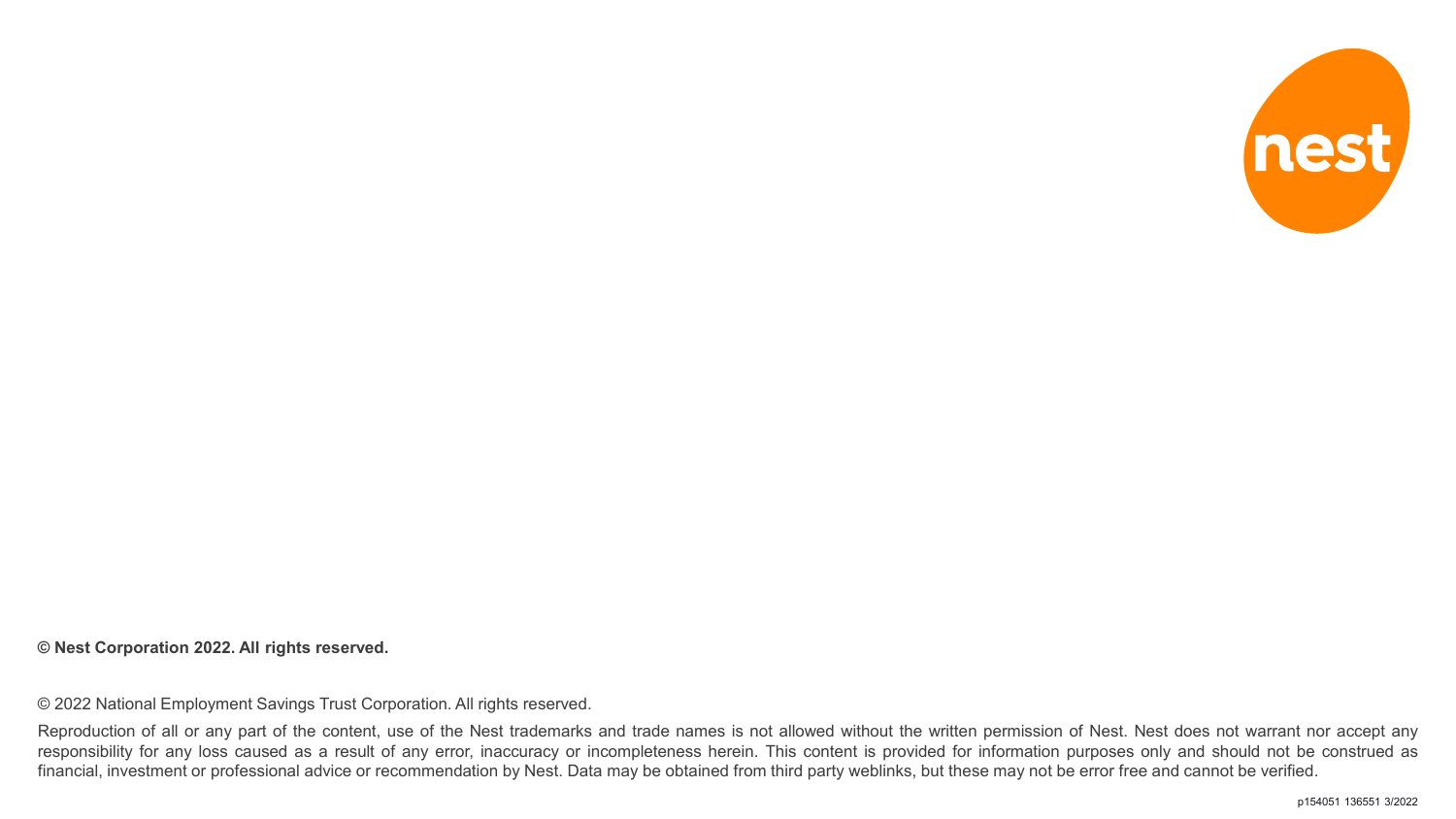**© Nest Corporation 2022. All rights reserved.**

© 2022 National Employment Savings Trust Corporation. All rights reserved.

Reproduction of all or any part of the content, use of the Nest trademarks and trade names is not allowed without the written permission of Nest. Nest does not warrant nor accept any responsibility for any loss caused as a result of any error, inaccuracy or incompleteness herein. This content is provided for information purposes only and should not be construed as financial, investment or professional advice or recommendation by Nest. Data may be obtained from third party weblinks, but these may not be error free and cannot be verified.

p154051 136551 3/2022